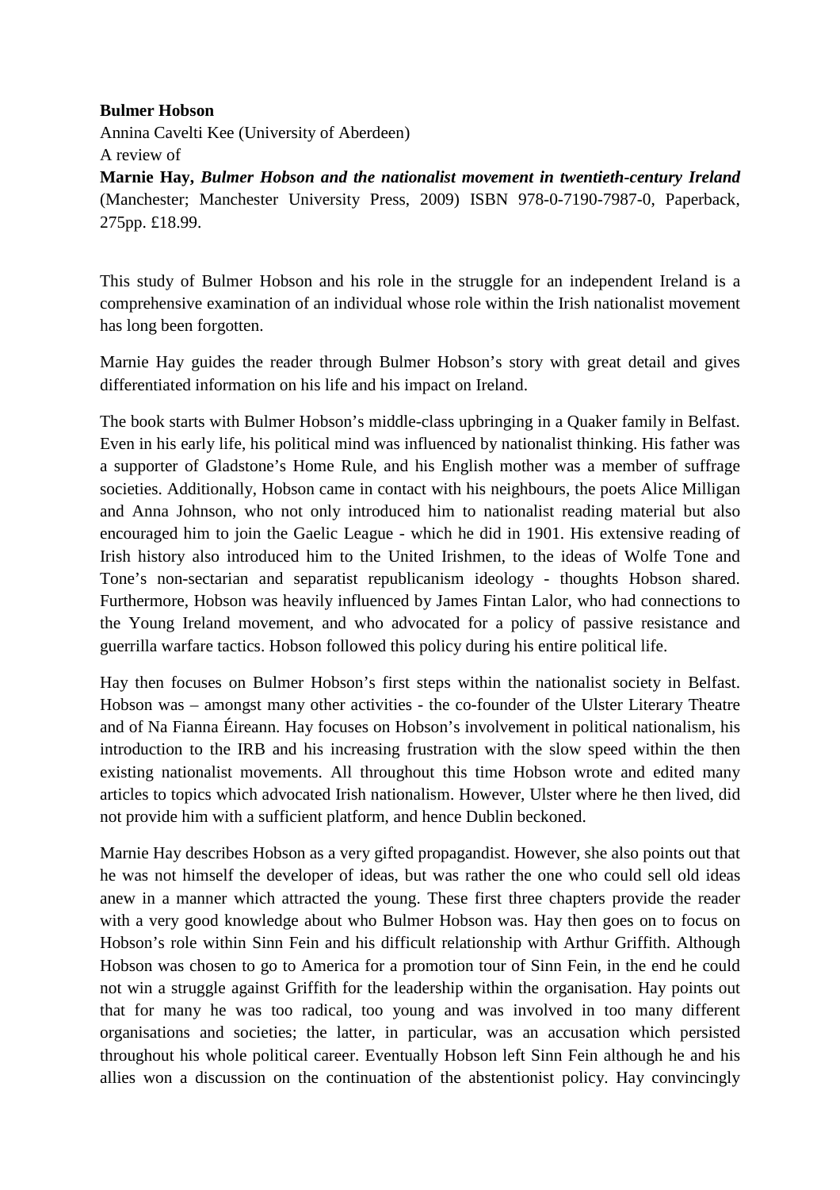**Bulmer Hobson**

Annina Cavelti Kee (University of Aberdeen)

A review of

**Marnie Hay, *Bulmer Hobson and the nationalist movement in twentieth-century Ireland*** (Manchester; Manchester University Press, 2009) ISBN 978-0-7190-7987-0, Paperback, 275pp. £18.99.

This study of Bulmer Hobson and his role in the struggle for an independent Ireland is a comprehensive examination of an individual whose role within the Irish nationalist movement has long been forgotten.

Marnie Hay guides the reader through Bulmer Hobson's story with great detail and gives differentiated information on his life and his impact on Ireland.

The book starts with Bulmer Hobson's middle-class upbringing in a Quaker family in Belfast. Even in his early life, his political mind was influenced by nationalist thinking. His father was a supporter of Gladstone's Home Rule, and his English mother was a member of suffrage societies. Additionally, Hobson came in contact with his neighbours, the poets Alice Milligan and Anna Johnson, who not only introduced him to nationalist reading material but also encouraged him to join the Gaelic League - which he did in 1901. His extensive reading of Irish history also introduced him to the United Irishmen, to the ideas of Wolfe Tone and Tone's non-sectarian and separatist republicanism ideology - thoughts Hobson shared. Furthermore, Hobson was heavily influenced by James Fintan Lalor, who had connections to the Young Ireland movement, and who advocated for a policy of passive resistance and guerrilla warfare tactics. Hobson followed this policy during his entire political life.

Hay then focuses on Bulmer Hobson's first steps within the nationalist society in Belfast. Hobson was – amongst many other activities - the co-founder of the Ulster Literary Theatre and of Na Fianna Éireann. Hay focuses on Hobson's involvement in political nationalism, his introduction to the IRB and his increasing frustration with the slow speed within the then existing nationalist movements. All throughout this time Hobson wrote and edited many articles to topics which advocated Irish nationalism. However, Ulster where he then lived, did not provide him with a sufficient platform, and hence Dublin beckoned.

Marnie Hay describes Hobson as a very gifted propagandist. However, she also points out that he was not himself the developer of ideas, but was rather the one who could sell old ideas anew in a manner which attracted the young. These first three chapters provide the reader with a very good knowledge about who Bulmer Hobson was. Hay then goes on to focus on Hobson's role within Sinn Fein and his difficult relationship with Arthur Griffith. Although Hobson was chosen to go to America for a promotion tour of Sinn Fein, in the end he could not win a struggle against Griffith for the leadership within the organisation. Hay points out that for many he was too radical, too young and was involved in too many different organisations and societies; the latter, in particular, was an accusation which persisted throughout his whole political career. Eventually Hobson left Sinn Fein although he and his allies won a discussion on the continuation of the abstentionist policy. Hay convincingly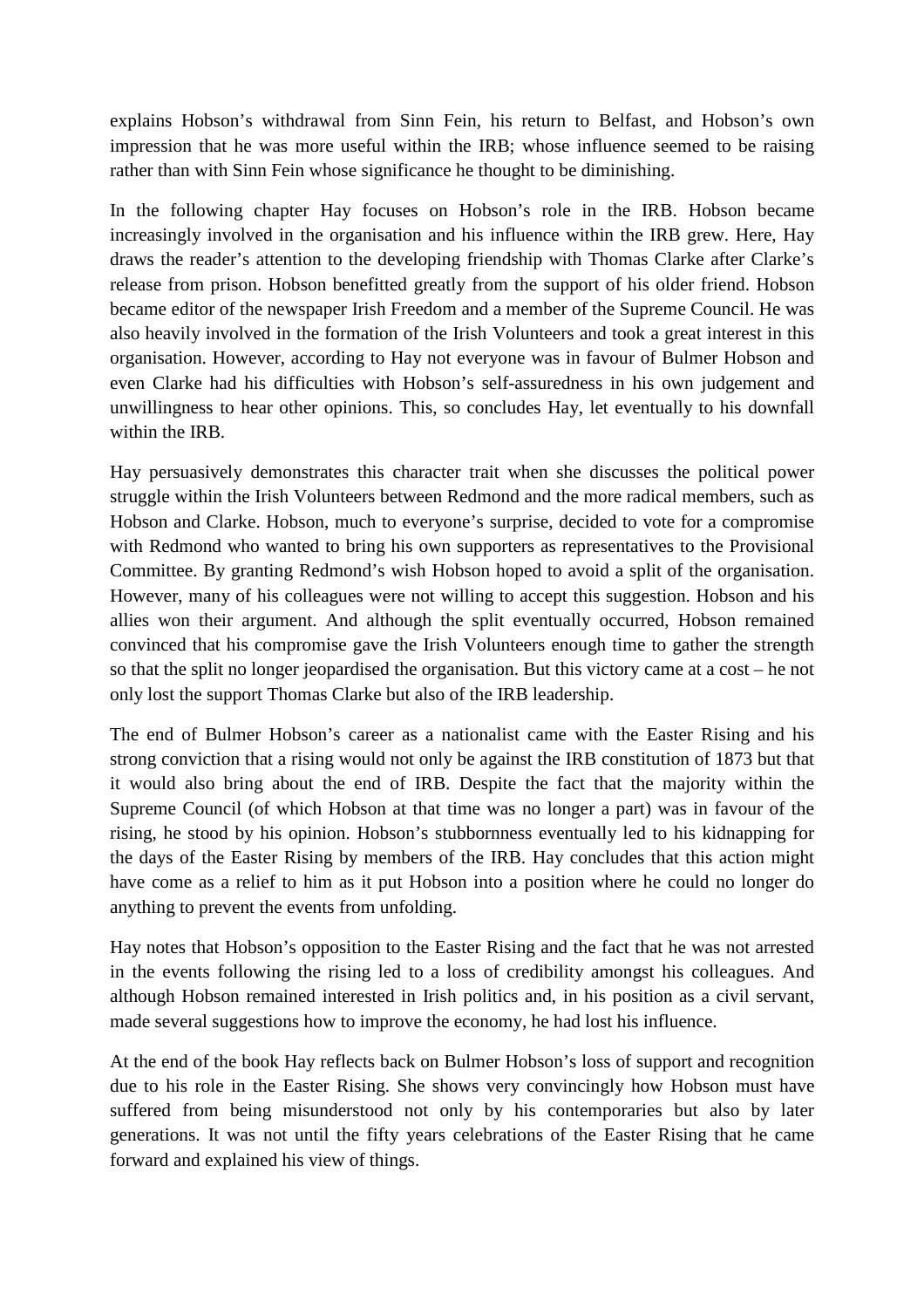explains Hobson's withdrawal from Sinn Fein, his return to Belfast, and Hobson's own impression that he was more useful within the IRB; whose influence seemed to be raising rather than with Sinn Fein whose significance he thought to be diminishing.

In the following chapter Hay focuses on Hobson's role in the IRB. Hobson became increasingly involved in the organisation and his influence within the IRB grew. Here, Hay draws the reader's attention to the developing friendship with Thomas Clarke after Clarke's release from prison. Hobson benefitted greatly from the support of his older friend. Hobson became editor of the newspaper Irish Freedom and a member of the Supreme Council. He was also heavily involved in the formation of the Irish Volunteers and took a great interest in this organisation. However, according to Hay not everyone was in favour of Bulmer Hobson and even Clarke had his difficulties with Hobson's self-assuredness in his own judgement and unwillingness to hear other opinions. This, so concludes Hay, let eventually to his downfall within the IRB.

Hay persuasively demonstrates this character trait when she discusses the political power struggle within the Irish Volunteers between Redmond and the more radical members, such as Hobson and Clarke. Hobson, much to everyone's surprise, decided to vote for a compromise with Redmond who wanted to bring his own supporters as representatives to the Provisional Committee. By granting Redmond's wish Hobson hoped to avoid a split of the organisation. However, many of his colleagues were not willing to accept this suggestion. Hobson and his allies won their argument. And although the split eventually occurred, Hobson remained convinced that his compromise gave the Irish Volunteers enough time to gather the strength so that the split no longer jeopardised the organisation. But this victory came at a cost – he not only lost the support Thomas Clarke but also of the IRB leadership.

The end of Bulmer Hobson's career as a nationalist came with the Easter Rising and his strong conviction that a rising would not only be against the IRB constitution of 1873 but that it would also bring about the end of IRB. Despite the fact that the majority within the Supreme Council (of which Hobson at that time was no longer a part) was in favour of the rising, he stood by his opinion. Hobson's stubbornness eventually led to his kidnapping for the days of the Easter Rising by members of the IRB. Hay concludes that this action might have come as a relief to him as it put Hobson into a position where he could no longer do anything to prevent the events from unfolding.

Hay notes that Hobson's opposition to the Easter Rising and the fact that he was not arrested in the events following the rising led to a loss of credibility amongst his colleagues. And although Hobson remained interested in Irish politics and, in his position as a civil servant, made several suggestions how to improve the economy, he had lost his influence.

At the end of the book Hay reflects back on Bulmer Hobson's loss of support and recognition due to his role in the Easter Rising. She shows very convincingly how Hobson must have suffered from being misunderstood not only by his contemporaries but also by later generations. It was not until the fifty years celebrations of the Easter Rising that he came forward and explained his view of things.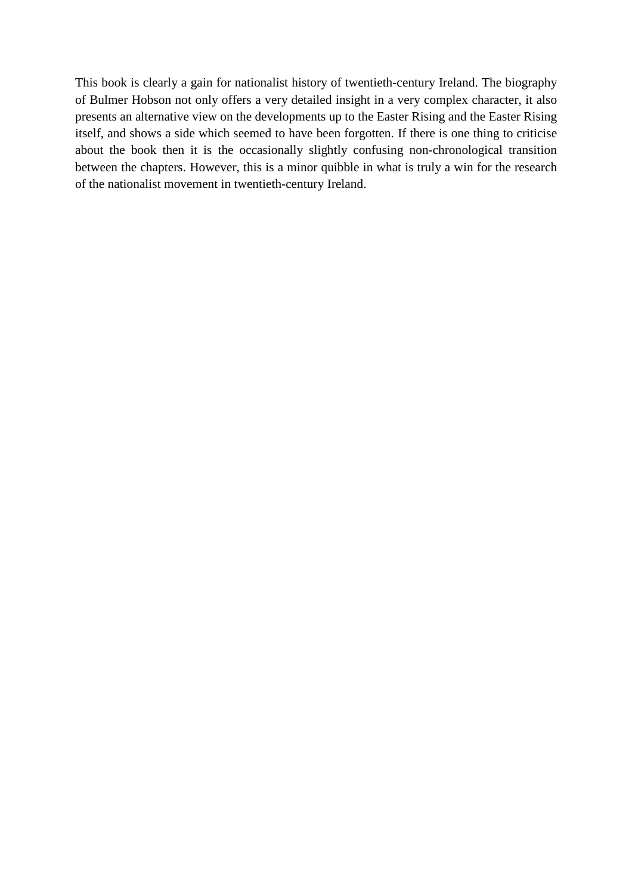This book is clearly a gain for nationalist history of twentieth-century Ireland. The biography of Bulmer Hobson not only offers a very detailed insight in a very complex character, it also presents an alternative view on the developments up to the Easter Rising and the Easter Rising itself, and shows a side which seemed to have been forgotten. If there is one thing to criticise about the book then it is the occasionally slightly confusing non-chronological transition between the chapters. However, this is a minor quibble in what is truly a win for the research of the nationalist movement in twentieth-century Ireland.